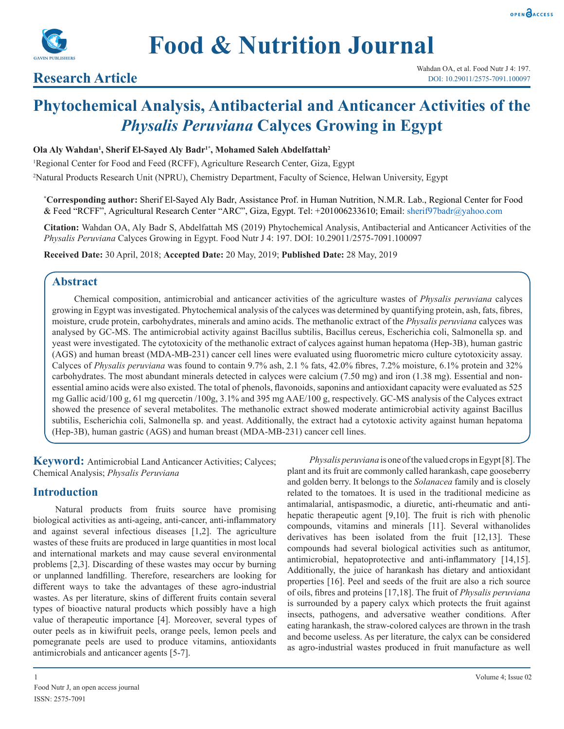# Research Article

# Phytochemical Analysis, Antibacterial and Anticancer Activities of the *Physalis Peruviana* Calyces Growing in Egypt

**Ola Aly Wahdan[1], Sherif El-Sayed Aly Badr[1*], Mohamed Saleh Abdelfattah[2]**

[1]Regional Center for Food and Feed (RCFF), Agriculture Research Center, Giza, Egypt

[2]Natural Products Research Unit (NPRU), Chemistry Department, Faculty of Science, Helwan University, Egypt

**[*]Corresponding author:** Sherif El-Sayed Aly Badr, Assistance Prof. in Human Nutrition, N.M.R. Lab., Regional Center for Food & Feed "RCFF", Agricultural Research Center "ARC", Giza, Egypt. Tel: +201006233610; Email: sherif97badr@yahoo.com

**Citation:** Wahdan OA, Aly Badr S, Abdelfattah MS (2019) Phytochemical Analysis, Antibacterial and Anticancer Activities of the *Physalis Peruviana* Calyces Growing in Egypt. Food Nutr J 4: 197. DOI: 10.29011/2575-7091.100097

**Received Date:** 30 April, 2018; **Accepted Date:** 20 May, 2019; **Published Date:** 28 May, 2019

## Abstract

Chemical composition, antimicrobial and anticancer activities of the agriculture wastes of *Physalis peruviana* calyces growing in Egypt was investigated. Phytochemical analysis of the calyces was determined by quantifying protein, ash, fats, fibres, moisture, crude protein, carbohydrates, minerals and amino acids. The methanolic extract of the *Physalis peruviana* calyces was analysed by GC-MS. The antimicrobial activity against Bacillus subtilis, Bacillus cereus, Escherichia coli, Salmonella sp. and yeast were investigated. The cytotoxicity of the methanolic extract of calyces against human hepatoma (Hep-3B), human gastric (AGS) and human breast (MDA-MB-231) cancer cell lines were evaluated using fluorometric micro culture cytotoxicity assay. Calyces of *Physalis peruviana* was found to contain 9.7% ash, 2.1 % fats, 42.0% fibres, 7.2% moisture, 6.1% protein and 32% carbohydrates. The most abundant minerals detected in calyces were calcium (7.50 mg) and iron (1.38 mg). Essential and non-essential amino acids were also existed. The total of phenols, flavonoids, saponins and antioxidant capacity were evaluated as 525 mg Gallic acid/100 g, 61 mg quercetin /100g, 3.1% and 395 mg AAE/100 g, respectively. GC-MS analysis of the Calyces extract showed the presence of several metabolites. The methanolic extract showed moderate antimicrobial activity against Bacillus subtilis, Escherichia coli, Salmonella sp. and yeast. Additionally, the extract had a cytotoxic activity against human hepatoma (Hep-3B), human gastric (AGS) and human breast (MDA-MB-231) cancer cell lines.

**Keyword:** Antimicrobial Land Anticancer Activities; Calyces; Chemical Analysis; *Physalis Peruviana*

## Introduction

Natural products from fruits source have promising biological activities as anti-ageing, anti-cancer, anti-inflammatory and against several infectious diseases [1,2]. The agriculture wastes of these fruits are produced in large quantities in most local and international markets and may cause several environmental problems [2,3]. Discarding of these wastes may occur by burning or unplanned landfilling. Therefore, researchers are looking for different ways to take the advantages of these agro-industrial wastes. As per literature, skins of different fruits contain several types of bioactive natural products which possibly have a high value of therapeutic importance [4]. Moreover, several types of outer peels as in kiwifruit peels, orange peels, lemon peels and pomegranate peels are used to produce vitamins, antioxidants antimicrobials and anticancer agents [5-7].

*Physalis peruviana* is one of the valued crops in Egypt [8]. The plant and its fruit are commonly called harankash, cape gooseberry and golden berry. It belongs to the *Solanacea* family and is closely related to the tomatoes. It is used in the traditional medicine as antimalarial, antispasmodic, a diuretic, anti-rheumatic and anti-hepatic therapeutic agent [9,10]. The fruit is rich with phenolic compounds, vitamins and minerals [11]. Several withanolides derivatives has been isolated from the fruit [12,13]. These compounds had several biological activities such as antitumor, antimicrobial, hepatoprotective and anti-inflammatory [14,15]. Additionally, the juice of harankash has dietary and antioxidant properties [16]. Peel and seeds of the fruit are also a rich source of oils, fibres and proteins [17,18]. The fruit of *Physalis peruviana* is surrounded by a papery calyx which protects the fruit against insects, pathogens, and adversative weather conditions. After eating harankash, the straw-colored calyces are thrown in the trash and become useless. As per literature, the calyx can be considered as agro-industrial wastes produced in fruit manufacture as well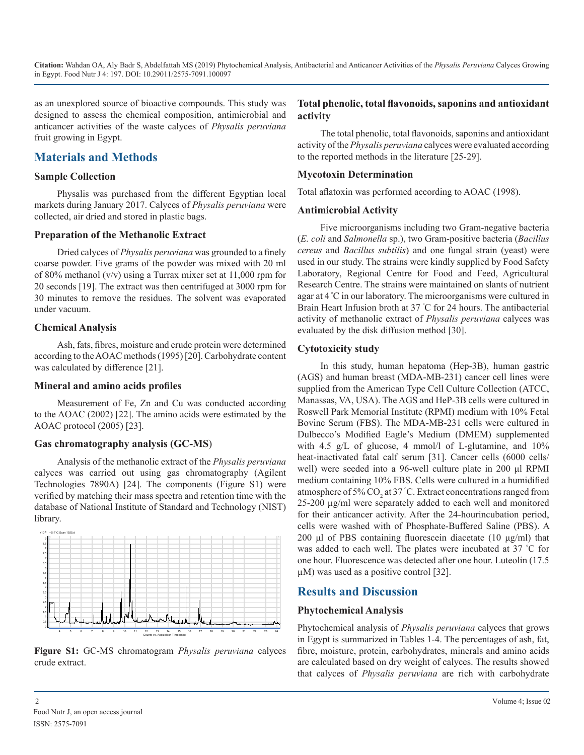as an unexplored source of bioactive compounds. This study was designed to assess the chemical composition, antimicrobial and anticancer activities of the waste calyces of *Physalis peruviana* fruit growing in Egypt.

## Materials and Methods

### Sample Collection

Physalis was purchased from the different Egyptian local markets during January 2017. Calyces of *Physalis peruviana* were collected, air dried and stored in plastic bags.

### Preparation of the Methanolic Extract

Dried calyces of *Physalis peruviana* was grounded to a finely coarse powder. Five grams of the powder was mixed with 20 ml of 80% methanol (v/v) using a Turrax mixer set at 11,000 rpm for 20 seconds [19]. The extract was then centrifuged at 3000 rpm for 30 minutes to remove the residues. The solvent was evaporated under vacuum.

### Chemical Analysis

Ash, fats, fibres, moisture and crude protein were determined according to the AOAC methods (1995) [20]. Carbohydrate content was calculated by difference [21].

### Mineral and amino acids profiles

Measurement of Fe, Zn and Cu was conducted according to the AOAC (2002) [22]. The amino acids were estimated by the AOAC protocol (2005) [23].

### Gas chromatography analysis (GC-MS)

Analysis of the methanolic extract of the *Physalis peruviana* calyces was carried out using gas chromatography (Agilent Technologies 7890A) [24]. The components (Figure S1) were verified by matching their mass spectra and retention time with the database of National Institute of Standard and Technology (NIST) library.

**Figure S1:** GC-MS chromatogram *Physalis peruviana* calyces crude extract.

### Total phenolic, total flavonoids, saponins and antioxidant activity

The total phenolic, total flavonoids, saponins and antioxidant activity of the *Physalis peruviana* calyces were evaluated according to the reported methods in the literature [25-29].

### Mycotoxin Determination

Total aflatoxin was performed according to AOAC (1998).

### Antimicrobial Activity

Five microorganisms including two Gram-negative bacteria (*E. coli* and *Salmonella* sp.), two Gram-positive bacteria (*Bacillus cereus* and *Bacillus subtilis*) and one fungal strain (yeast) were used in our study. The strains were kindly supplied by Food Safety Laboratory, Regional Centre for Food and Feed, Agricultural Research Centre. The strains were maintained on slants of nutrient agar at 4 °C in our laboratory. The microorganisms were cultured in Brain Heart Infusion broth at 37 °C for 24 hours. The antibacterial activity of methanolic extract of *Physalis peruviana* calyces was evaluated by the disk diffusion method [30].

### Cytotoxicity study

In this study, human hepatoma (Hep-3B), human gastric (AGS) and human breast (MDA-MB-231) cancer cell lines were supplied from the American Type Cell Culture Collection (ATCC, Manassas, VA, USA). The AGS and HeP-3B cells were cultured in Roswell Park Memorial Institute (RPMI) medium with 10% Fetal Bovine Serum (FBS). The MDA-MB-231 cells were cultured in Dulbecco's Modified Eagle's Medium (DMEM) supplemented with 4.5 g/L of glucose, 4 mmol/l of L-glutamine, and 10% heat-inactivated fatal calf serum [31]. Cancer cells (6000 cells/well) were seeded into a 96-well culture plate in 200 µl RPMI medium containing 10% FBS. Cells were cultured in a humidified atmosphere of 5% $CO_2$ at 37 °C. Extract concentrations ranged from 25-200 µg/ml were separately added to each well and monitored for their anticancer activity. After the 24-hourincubation period, cells were washed with of Phosphate-Buffered Saline (PBS). A 200 µl of PBS containing fluorescein diacetate (10 µg/ml) that was added to each well. The plates were incubated at 37 °C for one hour. Fluorescence was detected after one hour. Luteolin (17.5 µM) was used as a positive control [32].

## Results and Discussion

### Phytochemical Analysis

Phytochemical analysis of *Physalis peruviana* calyces that grows in Egypt is summarized in Tables 1-4. The percentages of ash, fat, fibre, moisture, protein, carbohydrates, minerals and amino acids are calculated based on dry weight of calyces. The results showed that calyces of *Physalis peruviana* are rich with carbohydrate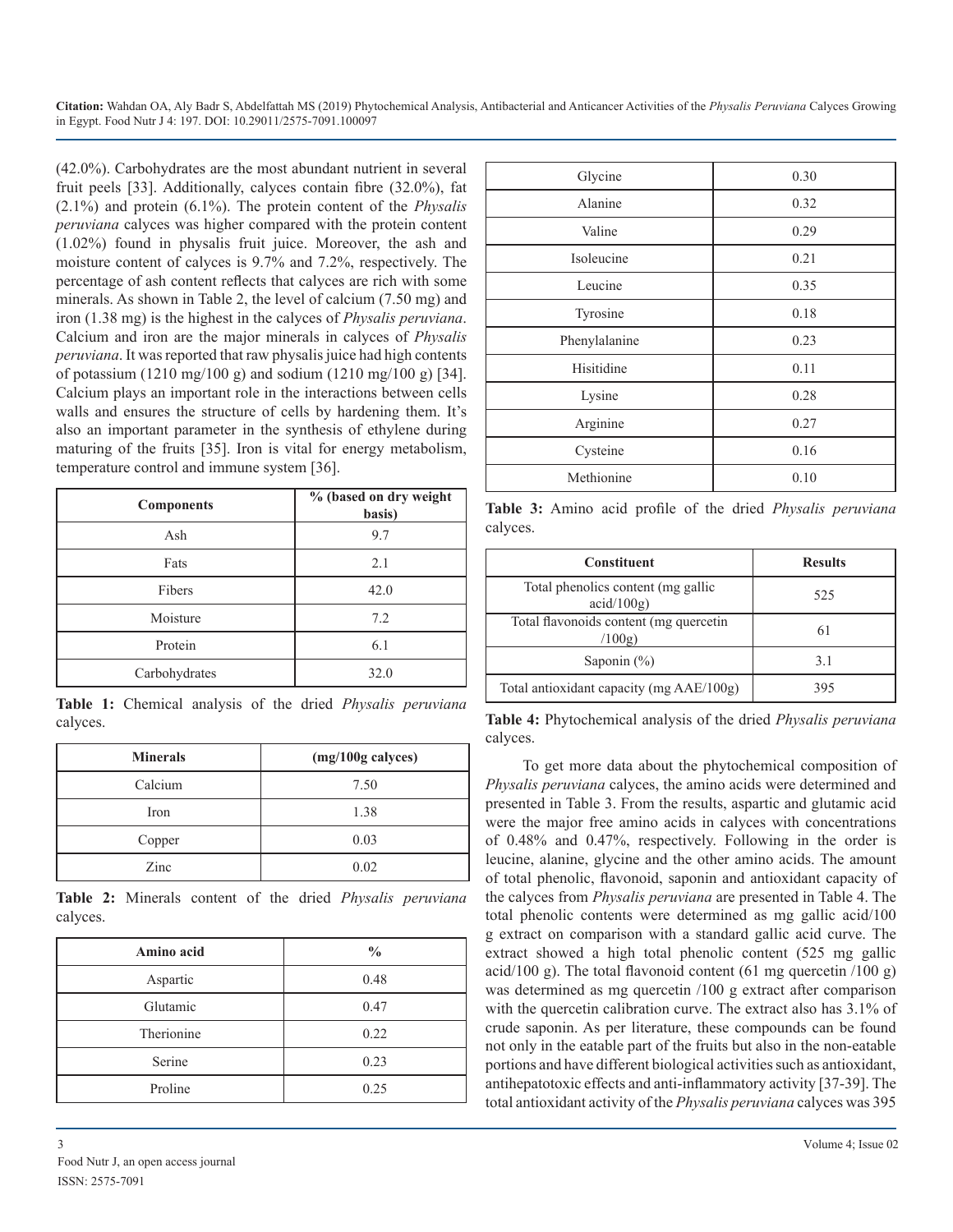(42.0%). Carbohydrates are the most abundant nutrient in several fruit peels [33]. Additionally, calyces contain fibre (32.0%), fat (2.1%) and protein (6.1%). The protein content of the *Physalis peruviana* calyces was higher compared with the protein content (1.02%) found in physalis fruit juice. Moreover, the ash and moisture content of calyces is 9.7% and 7.2%, respectively. The percentage of ash content reflects that calyces are rich with some minerals. As shown in Table 2, the level of calcium (7.50 mg) and iron (1.38 mg) is the highest in the calyces of *Physalis peruviana*. Calcium and iron are the major minerals in calyces of *Physalis peruviana*. It was reported that raw physalis juice had high contents of potassium (1210 mg/100 g) and sodium (1210 mg/100 g) [34]. Calcium plays an important role in the interactions between cells walls and ensures the structure of cells by hardening them. It's also an important parameter in the synthesis of ethylene during maturing of the fruits [35]. Iron is vital for energy metabolism, temperature control and immune system [36].

| Components | % (based on dry weight basis) |
|---|---|
| Ash | 9.7 |
| Fats | 2.1 |
| Fibers | 42.0 |
| Moisture | 7.2 |
| Protein | 6.1 |
| Carbohydrates | 32.0 |

**Table 1:** Chemical analysis of the dried *Physalis peruviana* calyces.

| Minerals | (mg/100g calyces) |
|---|---|
| Calcium | 7.50 |
| Iron | 1.38 |
| Copper | 0.03 |
| Zinc | 0.02 |

**Table 2:** Minerals content of the dried *Physalis peruviana* calyces.

| Amino acid | % |
|---|---|
| Aspartic | 0.48 |
| Glutamic | 0.47 |
| Therionine | 0.22 |
| Serine | 0.23 |
| Proline | 0.25 |
| Glycine | 0.30 |
| Alanine | 0.32 |
| Valine | 0.29 |
| Isoleucine | 0.21 |
| Leucine | 0.35 |
| Tyrosine | 0.18 |
| Phenylalanine | 0.23 |
| Hisitidine | 0.11 |
| Lysine | 0.28 |
| Arginine | 0.27 |
| Cysteine | 0.16 |
| Methionine | 0.10 |

**Table 3:** Amino acid profile of the dried *Physalis peruviana* calyces.

| Constituent | Results |
|---|---|
| Total phenolics content (mg gallic acid/100g) | 525 |
| Total flavonoids content (mg quercetin /100g) | 61 |
| Saponin (%) | 3.1 |
| Total antioxidant capacity (mg AAE/100g) | 395 |

**Table 4:** Phytochemical analysis of the dried *Physalis peruviana* calyces.

To get more data about the phytochemical composition of *Physalis peruviana* calyces, the amino acids were determined and presented in Table 3. From the results, aspartic and glutamic acid were the major free amino acids in calyces with concentrations of 0.48% and 0.47%, respectively. Following in the order is leucine, alanine, glycine and the other amino acids. The amount of total phenolic, flavonoid, saponin and antioxidant capacity of the calyces from *Physalis peruviana* are presented in Table 4. The total phenolic contents were determined as mg gallic acid/100 g extract on comparison with a standard gallic acid curve. The extract showed a high total phenolic content (525 mg gallic acid/100 g). The total flavonoid content (61 mg quercetin /100 g) was determined as mg quercetin /100 g extract after comparison with the quercetin calibration curve. The extract also has 3.1% of crude saponin. As per literature, these compounds can be found not only in the eatable part of the fruits but also in the non-eatable portions and have different biological activities such as antioxidant, antihepatotoxic effects and anti-inflammatory activity [37-39]. The total antioxidant activity of the *Physalis peruviana* calyces was 395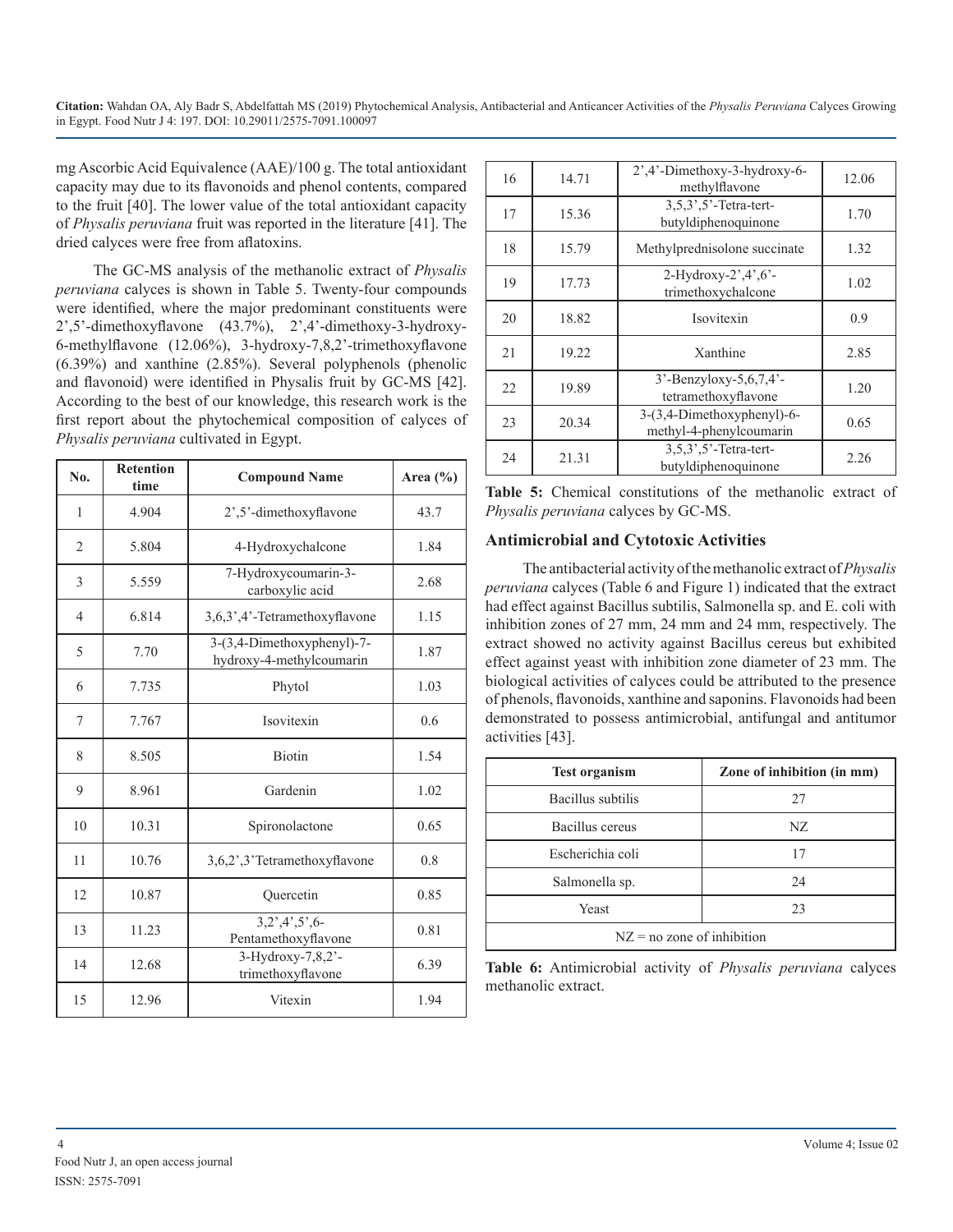mg Ascorbic Acid Equivalence (AAE)/100 g. The total antioxidant capacity may due to its flavonoids and phenol contents, compared to the fruit [40]. The lower value of the total antioxidant capacity of *Physalis peruviana* fruit was reported in the literature [41]. The dried calyces were free from aflatoxins.

The GC-MS analysis of the methanolic extract of *Physalis peruviana* calyces is shown in Table 5. Twenty-four compounds were identified, where the major predominant constituents were 2',5'-dimethoxyflavone (43.7%), 2',4'-dimethoxy-3-hydroxy-6-methylflavone (12.06%), 3-hydroxy-7,8,2'-trimethoxyflavone (6.39%) and xanthine (2.85%). Several polyphenols (phenolic and flavonoid) were identified in Physalis fruit by GC-MS [42]. According to the best of our knowledge, this research work is the first report about the phytochemical composition of calyces of *Physalis peruviana* cultivated in Egypt.

| No. | Retention time | Compound Name | Area (%) |
|---|---|---|---|
| 1 | 4.904 | 2',5'-dimethoxyflavone | 43.7 |
| 2 | 5.804 | 4-Hydroxychalcone | 1.84 |
| 3 | 5.559 | 7-Hydroxycoumarin-3-carboxylic acid | 2.68 |
| 4 | 6.814 | 3,6,3',4'-Tetramethoxyflavone | 1.15 |
| 5 | 7.70 | 3-(3,4-Dimethoxyphenyl)-7-hydroxy-4-methylcoumarin | 1.87 |
| 6 | 7.735 | Phytol | 1.03 |
| 7 | 7.767 | Isovitexin | 0.6 |
| 8 | 8.505 | Biotin | 1.54 |
| 9 | 8.961 | Gardenin | 1.02 |
| 10 | 10.31 | Spironolactone | 0.65 |
| 11 | 10.76 | 3,6,2',3'Tetramethoxyflavone | 0.8 |
| 12 | 10.87 | Quercetin | 0.85 |
| 13 | 11.23 | 3,2',4',5',6-Pentamethoxyflavone | 0.81 |
| 14 | 12.68 | 3-Hydroxy-7,8,2'-trimethoxyflavone | 6.39 |
| 15 | 12.96 | Vitexin | 1.94 |
| 16 | 14.71 | 2',4'-Dimethoxy-3-hydroxy-6-methylflavone | 12.06 |
| 17 | 15.36 | 3,5,3',5'-Tetra-tert-butyldiphenoquinone | 1.70 |
| 18 | 15.79 | Methylprednisolone succinate | 1.32 |
| 19 | 17.73 | 2-Hydroxy-2',4',6'-trimethoxychalcone | 1.02 |
| 20 | 18.82 | Isovitexin | 0.9 |
| 21 | 19.22 | Xanthine | 2.85 |
| 22 | 19.89 | 3'-Benzyloxy-5,6,7,4'-tetramethoxyflavone | 1.20 |
| 23 | 20.34 | 3-(3,4-Dimethoxyphenyl)-6-methyl-4-phenylcoumarin | 0.65 |
| 24 | 21.31 | 3,5,3',5'-Tetra-tert-butyldiphenoquinone | 2.26 |

**Table 5:** Chemical constitutions of the methanolic extract of *Physalis peruviana* calyces by GC-MS.

## Antimicrobial and Cytotoxic Activities

The antibacterial activity of the methanolic extract of *Physalis peruviana* calyces (Table 6 and Figure 1) indicated that the extract had effect against Bacillus subtilis, Salmonella sp. and E. coli with inhibition zones of 27 mm, 24 mm and 24 mm, respectively. The extract showed no activity against Bacillus cereus but exhibited effect against yeast with inhibition zone diameter of 23 mm. The biological activities of calyces could be attributed to the presence of phenols, flavonoids, xanthine and saponins. Flavonoids had been demonstrated to possess antimicrobial, antifungal and antitumor activities [43].

| Test organism | Zone of inhibition (in mm) |
|---|---|
| Bacillus subtilis | 27 |
| Bacillus cereus | NZ |
| Escherichia coli | 17 |
| Salmonella sp. | 24 |
| Yeast | 23 |
| NZ = no zone of inhibition | |

**Table 6:** Antimicrobial activity of *Physalis peruviana* calyces methanolic extract.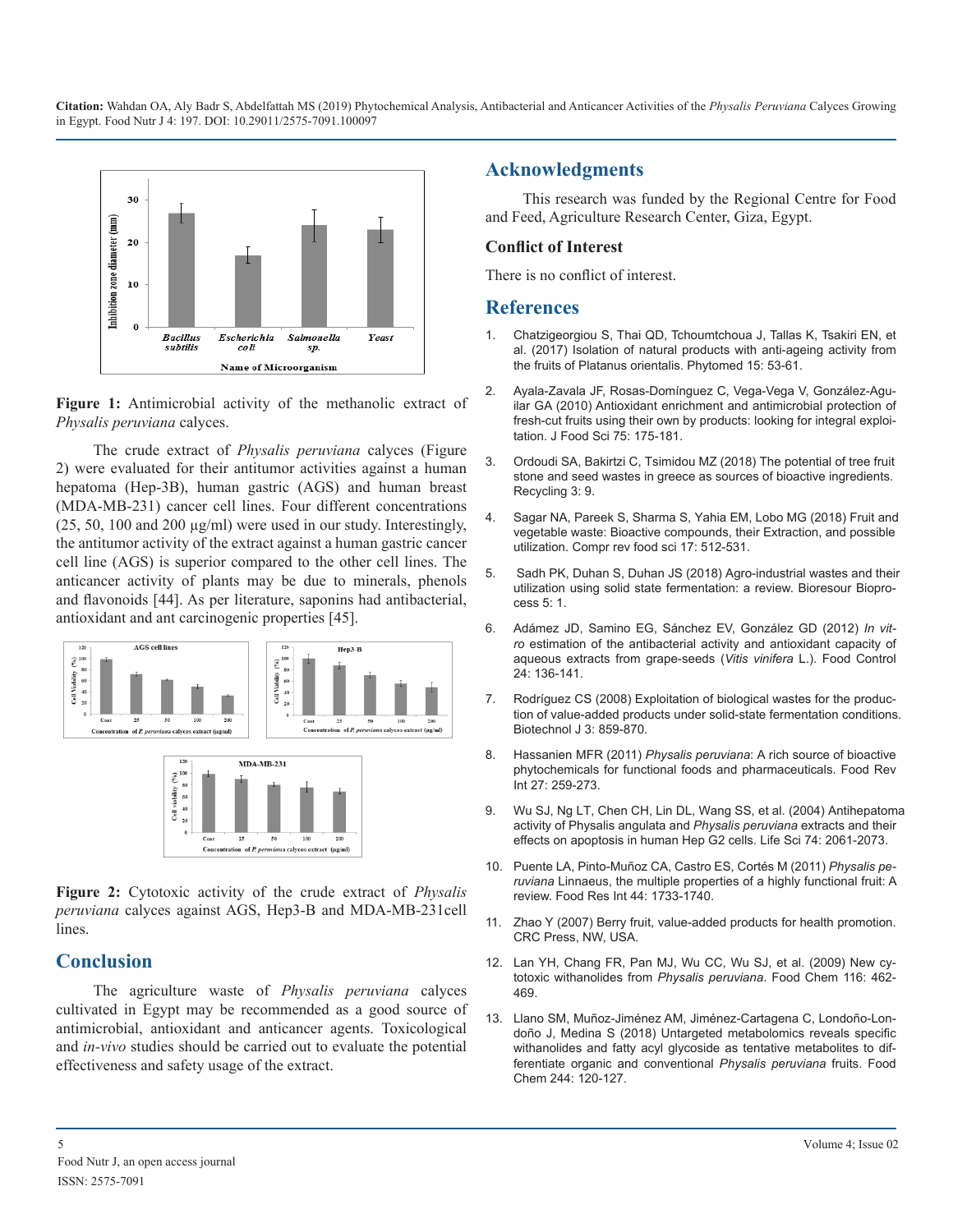Figure 1: Antimicrobial activity of the methanolic extract of *Physalis peruviana* calyces.

The crude extract of *Physalis peruviana* calyces (Figure 2) were evaluated for their antitumor activities against a human hepatoma (Hep-3B), human gastric (AGS) and human breast (MDA-MB-231) cancer cell lines. Four different concentrations (25, 50, 100 and 200 µg/ml) were used in our study. Interestingly, the antitumor activity of the extract against a human gastric cancer cell line (AGS) is superior compared to the other cell lines. The anticancer activity of plants may be due to minerals, phenols and flavonoids [44]. As per literature, saponins had antibacterial, antioxidant and ant carcinogenic properties [45].

Figure 2: Cytotoxic activity of the crude extract of *Physalis peruviana* calyces against AGS, Hep3-B and MDA-MB-231cell lines.

## Conclusion

The agriculture waste of *Physalis peruviana* calyces cultivated in Egypt may be recommended as a good source of antimicrobial, antioxidant and anticancer agents. Toxicological and *in-vivo* studies should be carried out to evaluate the potential effectiveness and safety usage of the extract.

## Acknowledgments

This research was funded by the Regional Centre for Food and Feed, Agriculture Research Center, Giza, Egypt.

### Conflict of Interest

There is no conflict of interest.

## References

1. Chatzigeorgiou S, Thai QD, Tchoumtchoua J, Tallas K, Tsakiri EN, et al. (2017) Isolation of natural products with anti-ageing activity from the fruits of Platanus orientalis. Phytomed 15: 53-61.
2. Ayala-Zavala JF, Rosas-Domínguez C, Vega-Vega V, González-Aguilar GA (2010) Antioxidant enrichment and antimicrobial protection of fresh-cut fruits using their own by products: looking for integral exploitation. J Food Sci 75: 175-181.
3. Ordoudi SA, Bakirtzi C, Tsimidou MZ (2018) The potential of tree fruit stone and seed wastes in greece as sources of bioactive ingredients. Recycling 3: 9.
4. Sagar NA, Pareek S, Sharma S, Yahia EM, Lobo MG (2018) Fruit and vegetable waste: Bioactive compounds, their Extraction, and possible utilization. Compr rev food sci 17: 512-531.
5. Sadh PK, Duhan S, Duhan JS (2018) Agro-industrial wastes and their utilization using solid state fermentation: a review. Bioresour Bioprocess 5: 1.
6. Adámez JD, Samino EG, Sánchez EV, González GD (2012) *In vitro* estimation of the antibacterial activity and antioxidant capacity of aqueous extracts from grape-seeds (*Vitis vinifera* L.). Food Control 24: 136-141.
7. Rodríguez CS (2008) Exploitation of biological wastes for the production of value-added products under solid-state fermentation conditions. Biotechnol J 3: 859-870.
8. Hassanien MFR (2011) *Physalis peruviana*: A rich source of bioactive phytochemicals for functional foods and pharmaceuticals. Food Rev Int 27: 259-273.
9. Wu SJ, Ng LT, Chen CH, Lin DL, Wang SS, et al. (2004) Antihepatoma activity of Physalis angulata and *Physalis peruviana* extracts and their effects on apoptosis in human Hep G2 cells. Life Sci 74: 2061-2073.
10. Puente LA, Pinto-Muñoz CA, Castro ES, Cortés M (2011) *Physalis peruviana* Linnaeus, the multiple properties of a highly functional fruit: A review. Food Res Int 44: 1733-1740.
11. Zhao Y (2007) Berry fruit, value-added products for health promotion. CRC Press, NW, USA.
12. Lan YH, Chang FR, Pan MJ, Wu CC, Wu SJ, et al. (2009) New cytotoxic withanolides from *Physalis peruviana*. Food Chem 116: 462-469.
13. Llano SM, Muñoz-Jiménez AM, Jiménez-Cartagena C, Londoño-Londoño J, Medina S (2018) Untargeted metabolomics reveals specific withanolides and fatty acyl glycoside as tentative metabolites to differentiate organic and conventional *Physalis peruviana* fruits. Food Chem 244: 120-127.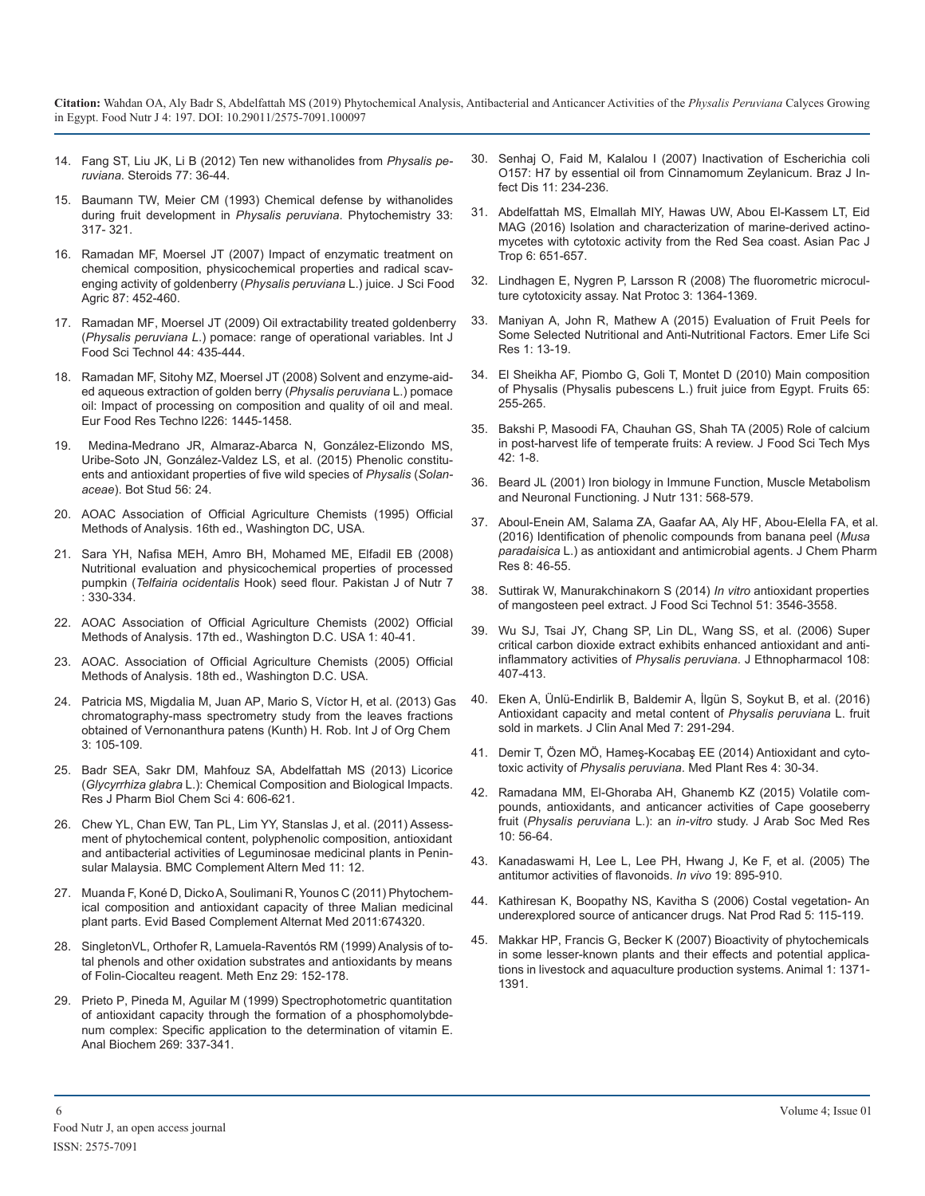14. Fang ST, Liu JK, Li B (2012) Ten new withanolides from *Physalis peruviana*. Steroids 77: 36-44.

15. Baumann TW, Meier CM (1993) Chemical defense by withanolides during fruit development in *Physalis peruviana*. Phytochemistry 33: 317- 321.

16. Ramadan MF, Moersel JT (2007) Impact of enzymatic treatment on chemical composition, physicochemical properties and radical scavenging activity of goldenberry (*Physalis peruviana* L.) juice. J Sci Food Agric 87: 452-460.

17. Ramadan MF, Moersel JT (2009) Oil extractability treated goldenberry (*Physalis peruviana L.*) pomace: range of operational variables. Int J Food Sci Technol 44: 435-444.

18. Ramadan MF, Sitohy MZ, Moersel JT (2008) Solvent and enzyme-aided aqueous extraction of golden berry (*Physalis peruviana* L.) pomace oil: Impact of processing on composition and quality of oil and meal. Eur Food Res Techno l226: 1445-1458.

19. Medina-Medrano JR, Almaraz-Abarca N, González-Elizondo MS, Uribe-Soto JN, González-Valdez LS, et al. (2015) Phenolic constituents and antioxidant properties of five wild species of *Physalis* (*Solanaceae*). Bot Stud 56: 24.

20. AOAC Association of Official Agriculture Chemists (1995) Official Methods of Analysis. 16th ed., Washington DC, USA.

21. Sara YH, Nafisa MEH, Amro BH, Mohamed ME, Elfadil EB (2008) Nutritional evaluation and physicochemical properties of processed pumpkin (*Telfairia ocidentalis* Hook) seed flour. Pakistan J of Nutr 7 : 330-334.

22. AOAC Association of Official Agriculture Chemists (2002) Official Methods of Analysis. 17th ed., Washington D.C. USA 1: 40-41.

23. AOAC. Association of Official Agriculture Chemists (2005) Official Methods of Analysis. 18th ed., Washington D.C. USA.

24. Patricia MS, Migdalia M, Juan AP, Mario S, Víctor H, et al. (2013) Gas chromatography-mass spectrometry study from the leaves fractions obtained of Vernonanthura patens (Kunth) H. Rob. Int J of Org Chem 3: 105-109.

25. Badr SEA, Sakr DM, Mahfouz SA, Abdelfattah MS (2013) Licorice (*Glycyrrhiza glabra* L.): Chemical Composition and Biological Impacts. Res J Pharm Biol Chem Sci 4: 606-621.

26. Chew YL, Chan EW, Tan PL, Lim YY, Stanslas J, et al. (2011) Assessment of phytochemical content, polyphenolic composition, antioxidant and antibacterial activities of Leguminosae medicinal plants in Peninsular Malaysia. BMC Complement Altern Med 11: 12.

27. Muanda F, Koné D, Dicko A, Soulimani R, Younos C (2011) Phytochemical composition and antioxidant capacity of three Malian medicinal plant parts. Evid Based Complement Alternat Med 2011:674320.

28. SingletonVL, Orthofer R, Lamuela-Raventós RM (1999) Analysis of total phenols and other oxidation substrates and antioxidants by means of Folin-Ciocalteu reagent. Meth Enz 29: 152-178.

29. Prieto P, Pineda M, Aguilar M (1999) Spectrophotometric quantitation of antioxidant capacity through the formation of a phosphomolybdenum complex: Specific application to the determination of vitamin E. Anal Biochem 269: 337-341.

30. Senhaj O, Faid M, Kalalou I (2007) Inactivation of Escherichia coli O157: H7 by essential oil from Cinnamomum Zeylanicum. Braz J Infect Dis 11: 234-236.

31. Abdelfattah MS, Elmallah MIY, Hawas UW, Abou El-Kassem LT, Eid MAG (2016) Isolation and characterization of marine-derived actinomycetes with cytotoxic activity from the Red Sea coast. Asian Pac J Trop 6: 651-657.

32. Lindhagen E, Nygren P, Larsson R (2008) The fluorometric microculture cytotoxicity assay. Nat Protoc 3: 1364-1369.

33. Maniyan A, John R, Mathew A (2015) Evaluation of Fruit Peels for Some Selected Nutritional and Anti-Nutritional Factors. Emer Life Sci Res 1: 13-19.

34. El Sheikha AF, Piombo G, Goli T, Montet D (2010) Main composition of Physalis (Physalis pubescens L.) fruit juice from Egypt. Fruits 65: 255-265.

35. Bakshi P, Masoodi FA, Chauhan GS, Shah TA (2005) Role of calcium in post-harvest life of temperate fruits: A review. J Food Sci Tech Mys 42: 1-8.

36. Beard JL (2001) Iron biology in Immune Function, Muscle Metabolism and Neuronal Functioning. J Nutr 131: 568-579.

37. Aboul-Enein AM, Salama ZA, Gaafar AA, Aly HF, Abou-Elella FA, et al. (2016) Identification of phenolic compounds from banana peel (*Musa paradaisica* L.) as antioxidant and antimicrobial agents. J Chem Pharm Res 8: 46-55.

38. Suttirak W, Manurakchinakorn S (2014) *In vitro* antioxidant properties of mangosteen peel extract. J Food Sci Technol 51: 3546-3558.

39. Wu SJ, Tsai JY, Chang SP, Lin DL, Wang SS, et al. (2006) Super critical carbon dioxide extract exhibits enhanced antioxidant and anti-inflammatory activities of *Physalis peruviana*. J Ethnopharmacol 108: 407-413.

40. Eken A, Ünlü-Endirlik B, Baldemir A, İlgün S, Soykut B, et al. (2016) Antioxidant capacity and metal content of *Physalis peruviana* L. fruit sold in markets. J Clin Anal Med 7: 291-294.

41. Demir T, Özen MÖ, Hameş-Kocabaş EE (2014) Antioxidant and cytotoxic activity of *Physalis peruviana*. Med Plant Res 4: 30-34.

42. Ramadana MM, El-Ghoraba AH, Ghanemb KZ (2015) Volatile compounds, antioxidants, and anticancer activities of Cape gooseberry fruit (*Physalis peruviana* L.): an *in-vitro* study. J Arab Soc Med Res 10: 56-64.

43. Kanadaswami H, Lee L, Lee PH, Hwang J, Ke F, et al. (2005) The antitumor activities of flavonoids. *In vivo* 19: 895-910.

44. Kathiresan K, Boopathy NS, Kavitha S (2006) Costal vegetation- An underexplored source of anticancer drugs. Nat Prod Rad 5: 115-119.

45. Makkar HP, Francis G, Becker K (2007) Bioactivity of phytochemicals in some lesser-known plants and their effects and potential applications in livestock and aquaculture production systems. Animal 1: 1371-1391.